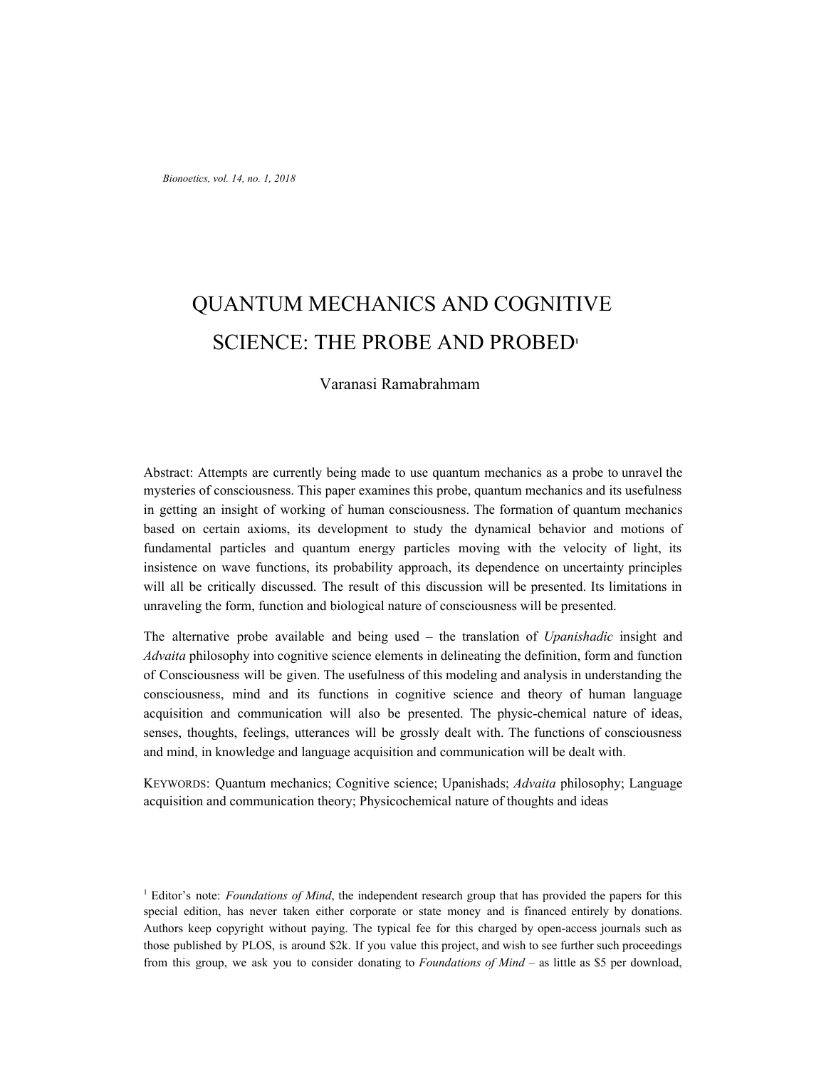# QUANTUM MECHANICS AND COGNITIVE SCIENCE: THE PROBE AND PROBED[1]

Varanasi Ramabrahmam

Abstract: Attempts are currently being made to use quantum mechanics as a probe to unravel the mysteries of consciousness. This paper examines this probe, quantum mechanics and its usefulness in getting an insight of working of human consciousness. The formation of quantum mechanics based on certain axioms, its development to study the dynamical behavior and motions of fundamental particles and quantum energy particles moving with the velocity of light, its insistence on wave functions, its probability approach, its dependence on uncertainty principles will all be critically discussed. The result of this discussion will be presented. Its limitations in unraveling the form, function and biological nature of consciousness will be presented.

The alternative probe available and being used – the translation of *Upanishadic* insight and *Advaita* philosophy into cognitive science elements in delineating the definition, form and function of Consciousness will be given. The usefulness of this modeling and analysis in understanding the consciousness, mind and its functions in cognitive science and theory of human language acquisition and communication will also be presented. The physic-chemical nature of ideas, senses, thoughts, feelings, utterances will be grossly dealt with. The functions of consciousness and mind, in knowledge and language acquisition and communication will be dealt with.

KEYWORDS: Quantum mechanics; Cognitive science; Upanishads; *Advaita* philosophy; Language acquisition and communication theory; Physicochemical nature of thoughts and ideas

[1] Editor's note: *Foundations of Mind*, the independent research group that has provided the papers for this special edition, has never taken either corporate or state money and is financed entirely by donations. Authors keep copyright without paying. The typical fee for this charged by open-access journals such as those published by PLOS, is around $2k. If you value this project, and wish to see further such proceedings from this group, we ask you to consider donating to *Foundations of Mind* – as little as $5 per download,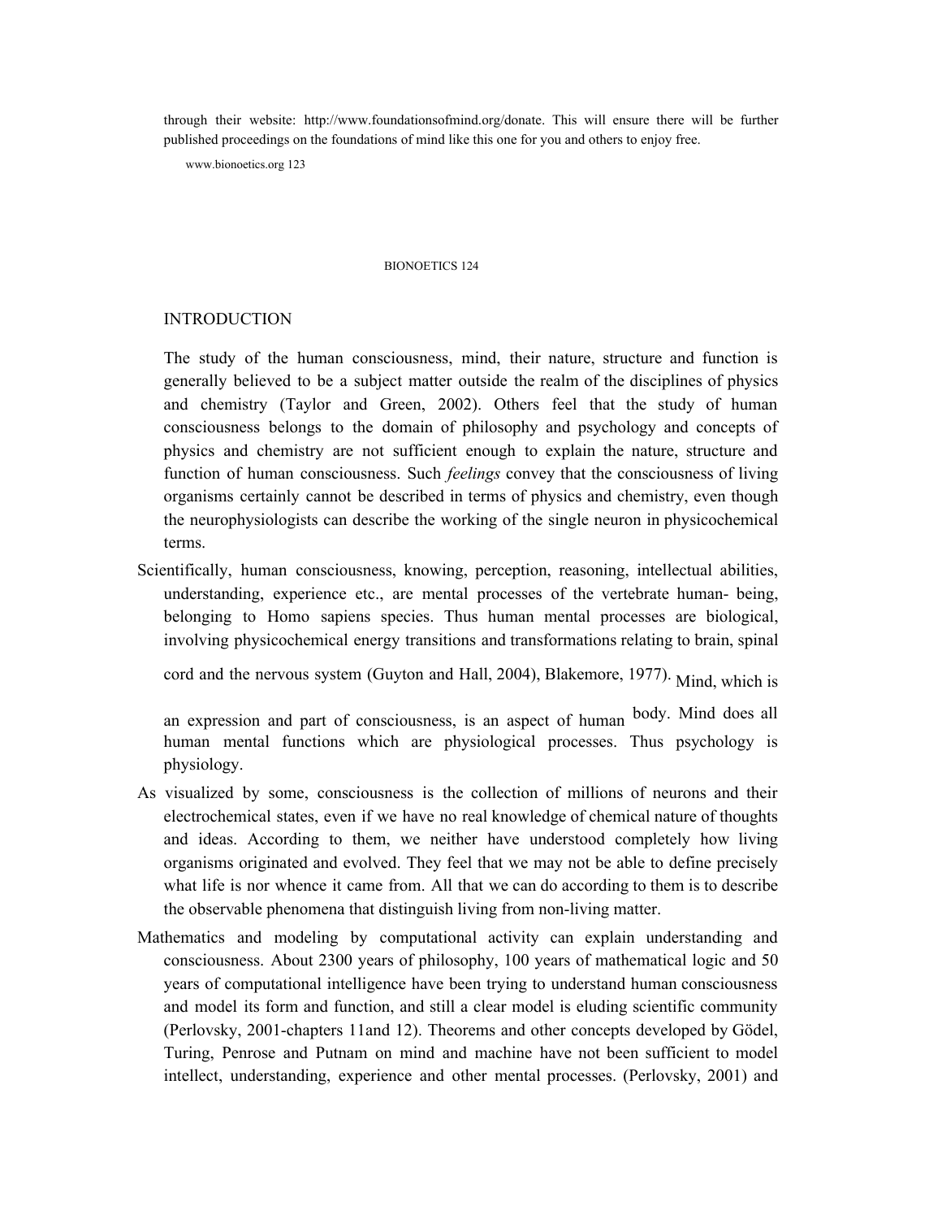through their website: http://www.foundationsofmind.org/donate. This will ensure there will be further published proceedings on the foundations of mind like this one for you and others to enjoy free.

## INTRODUCTION

The study of the human consciousness, mind, their nature, structure and function is generally believed to be a subject matter outside the realm of the disciplines of physics and chemistry (Taylor and Green, 2002). Others feel that the study of human consciousness belongs to the domain of philosophy and psychology and concepts of physics and chemistry are not sufficient enough to explain the nature, structure and function of human consciousness. Such *feelings* convey that the consciousness of living organisms certainly cannot be described in terms of physics and chemistry, even though the neurophysiologists can describe the working of the single neuron in physicochemical terms.

Scientifically, human consciousness, knowing, perception, reasoning, intellectual abilities, understanding, experience etc., are mental processes of the vertebrate human- being, belonging to Homo sapiens species. Thus human mental processes are biological, involving physicochemical energy transitions and transformations relating to brain, spinal cord and the nervous system (Guyton and Hall, 2004), Blakemore, 1977). Mind, which is an expression and part of consciousness, is an aspect of human body. Mind does all human mental functions which are physiological processes. Thus psychology is physiology.

As visualized by some, consciousness is the collection of millions of neurons and their electrochemical states, even if we have no real knowledge of chemical nature of thoughts and ideas. According to them, we neither have understood completely how living organisms originated and evolved. They feel that we may not be able to define precisely what life is nor whence it came from. All that we can do according to them is to describe the observable phenomena that distinguish living from non-living matter.

Mathematics and modeling by computational activity can explain understanding and consciousness. About 2300 years of philosophy, 100 years of mathematical logic and 50 years of computational intelligence have been trying to understand human consciousness and model its form and function, and still a clear model is eluding scientific community (Perlovsky, 2001-chapters 11and 12). Theorems and other concepts developed by Gödel, Turing, Penrose and Putnam on mind and machine have not been sufficient to model intellect, understanding, experience and other mental processes. (Perlovsky, 2001) and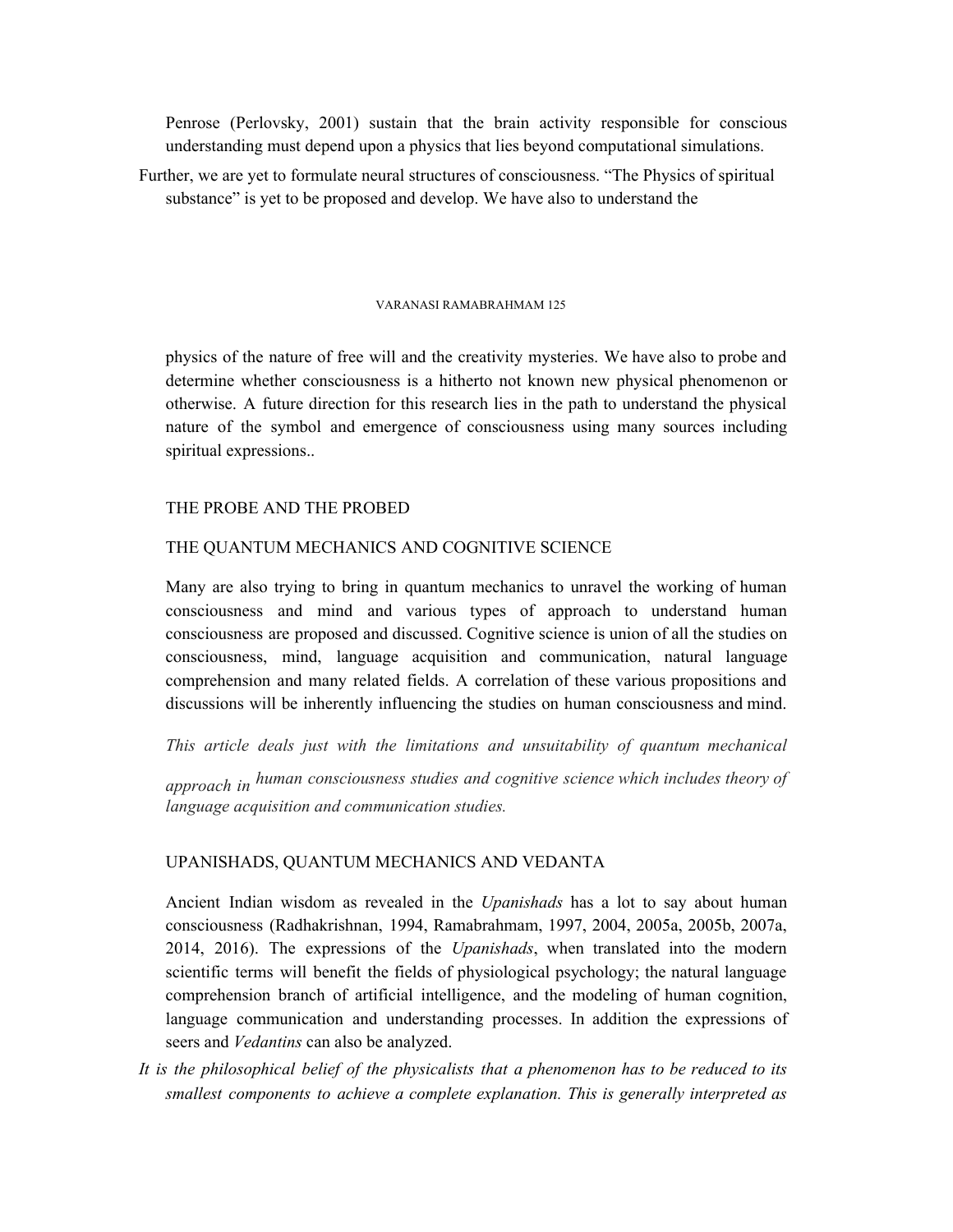Penrose (Perlovsky, 2001) sustain that the brain activity responsible for conscious understanding must depend upon a physics that lies beyond computational simulations.

Further, we are yet to formulate neural structures of consciousness. "The Physics of spiritual substance" is yet to be proposed and develop. We have also to understand the

physics of the nature of free will and the creativity mysteries. We have also to probe and determine whether consciousness is a hitherto not known new physical phenomenon or otherwise. A future direction for this research lies in the path to understand the physical nature of the symbol and emergence of consciousness using many sources including spiritual expressions..

## THE PROBE AND THE PROBED

## THE QUANTUM MECHANICS AND COGNITIVE SCIENCE

Many are also trying to bring in quantum mechanics to unravel the working of human consciousness and mind and various types of approach to understand human consciousness are proposed and discussed. Cognitive science is union of all the studies on consciousness, mind, language acquisition and communication, natural language comprehension and many related fields. A correlation of these various propositions and discussions will be inherently influencing the studies on human consciousness and mind.

*This article deals just with the limitations and unsuitability of quantum mechanical approach in human consciousness studies and cognitive science which includes theory of language acquisition and communication studies.*

## UPANISHADS, QUANTUM MECHANICS AND VEDANTA

Ancient Indian wisdom as revealed in the *Upanishads* has a lot to say about human consciousness (Radhakrishnan, 1994, Ramabrahmam, 1997, 2004, 2005a, 2005b, 2007a, 2014, 2016). The expressions of the *Upanishads*, when translated into the modern scientific terms will benefit the fields of physiological psychology; the natural language comprehension branch of artificial intelligence, and the modeling of human cognition, language communication and understanding processes. In addition the expressions of seers and *Vedantins* can also be analyzed.

*It is the philosophical belief of the physicalists that a phenomenon has to be reduced to its smallest components to achieve a complete explanation. This is generally interpreted as*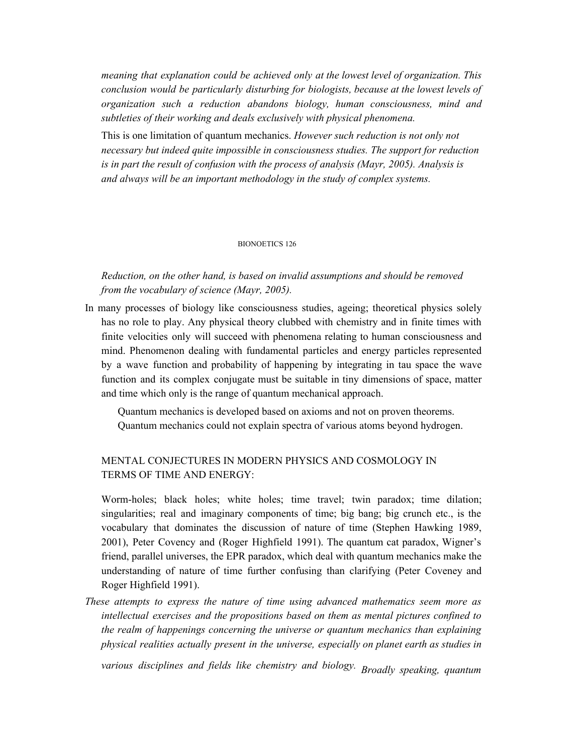*meaning that explanation could be achieved only at the lowest level of organization. This conclusion would be particularly disturbing for biologists, because at the lowest levels of organization such a reduction abandons biology, human consciousness, mind and subtleties of their working and deals exclusively with physical phenomena.*

This is one limitation of quantum mechanics. *However such reduction is not only not necessary but indeed quite impossible in consciousness studies. The support for reduction is in part the result of confusion with the process of analysis (Mayr, 2005). Analysis is and always will be an important methodology in the study of complex systems.*

*Reduction, on the other hand, is based on invalid assumptions and should be removed from the vocabulary of science (Mayr, 2005).*

In many processes of biology like consciousness studies, ageing; theoretical physics solely has no role to play. Any physical theory clubbed with chemistry and in finite times with finite velocities only will succeed with phenomena relating to human consciousness and mind. Phenomenon dealing with fundamental particles and energy particles represented by a wave function and probability of happening by integrating in tau space the wave function and its complex conjugate must be suitable in tiny dimensions of space, matter and time which only is the range of quantum mechanical approach.

Quantum mechanics is developed based on axioms and not on proven theorems.
Quantum mechanics could not explain spectra of various atoms beyond hydrogen.

## MENTAL CONJECTURES IN MODERN PHYSICS AND COSMOLOGY IN TERMS OF TIME AND ENERGY:

Worm-holes; black holes; white holes; time travel; twin paradox; time dilation; singularities; real and imaginary components of time; big bang; big crunch etc., is the vocabulary that dominates the discussion of nature of time (Stephen Hawking 1989, 2001), Peter Covency and (Roger Highfield 1991). The quantum cat paradox, Wigner's friend, parallel universes, the EPR paradox, which deal with quantum mechanics make the understanding of nature of time further confusing than clarifying (Peter Coveney and Roger Highfield 1991).

*These attempts to express the nature of time using advanced mathematics seem more as intellectual exercises and the propositions based on them as mental pictures confined to the realm of happenings concerning the universe or quantum mechanics than explaining physical realities actually present in the universe, especially on planet earth as studies in various disciplines and fields like chemistry and biology. Broadly speaking, quantum*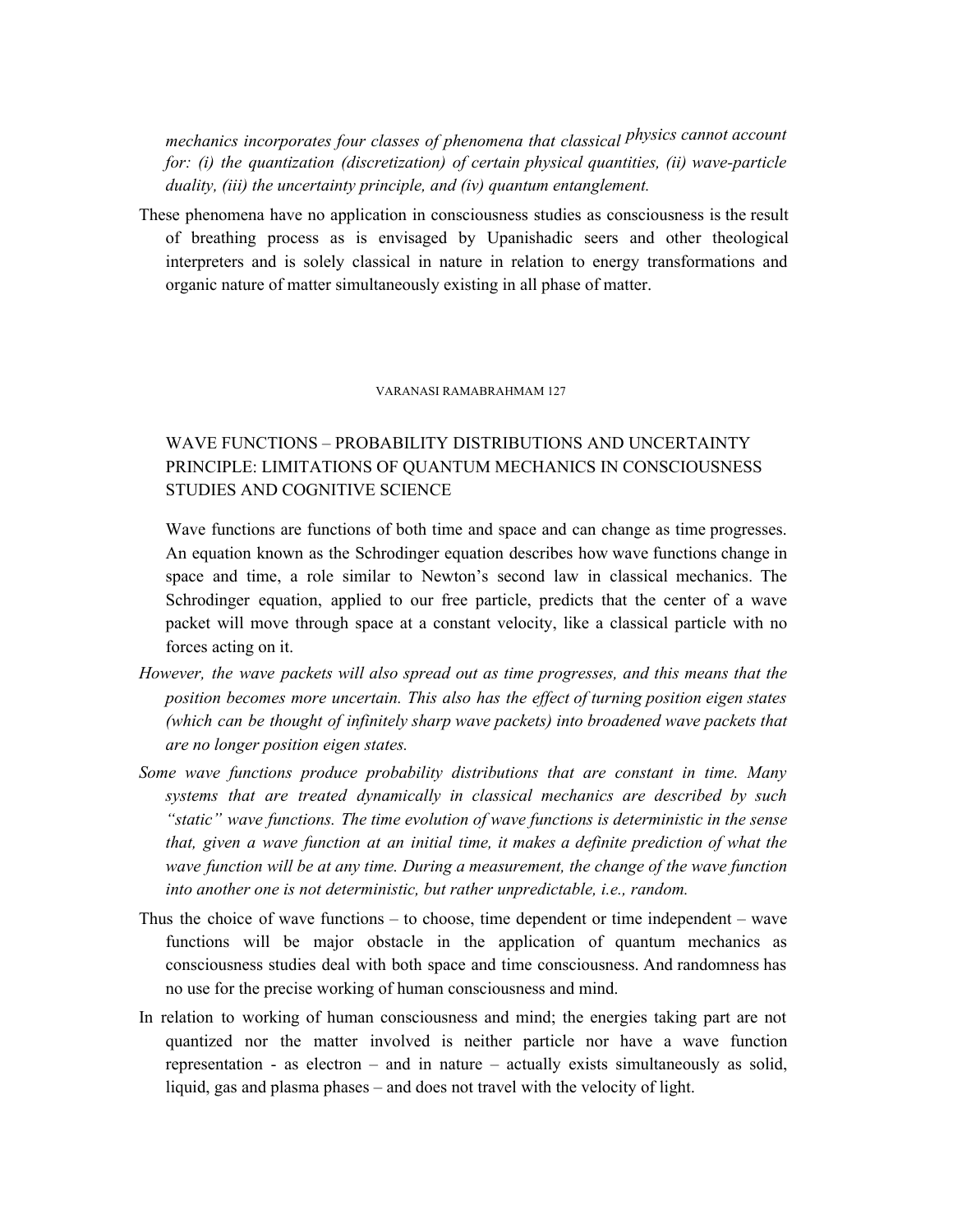*mechanics incorporates four classes of phenomena that classical physics cannot account for: (i) the quantization (discretization) of certain physical quantities, (ii) wave-particle duality, (iii) the uncertainty principle, and (iv) quantum entanglement.*

These phenomena have no application in consciousness studies as consciousness is the result of breathing process as is envisaged by Upanishadic seers and other theological interpreters and is solely classical in nature in relation to energy transformations and organic nature of matter simultaneously existing in all phase of matter.

VARANASI RAMABRAHMAM 127

## WAVE FUNCTIONS – PROBABILITY DISTRIBUTIONS AND UNCERTAINTY PRINCIPLE: LIMITATIONS OF QUANTUM MECHANICS IN CONSCIOUSNESS STUDIES AND COGNITIVE SCIENCE

Wave functions are functions of both time and space and can change as time progresses. An equation known as the Schrodinger equation describes how wave functions change in space and time, a role similar to Newton's second law in classical mechanics. The Schrodinger equation, applied to our free particle, predicts that the center of a wave packet will move through space at a constant velocity, like a classical particle with no forces acting on it.

*However, the wave packets will also spread out as time progresses, and this means that the position becomes more uncertain. This also has the effect of turning position eigen states (which can be thought of infinitely sharp wave packets) into broadened wave packets that are no longer position eigen states.*

*Some wave functions produce probability distributions that are constant in time. Many systems that are treated dynamically in classical mechanics are described by such "static" wave functions. The time evolution of wave functions is deterministic in the sense that, given a wave function at an initial time, it makes a definite prediction of what the wave function will be at any time. During a measurement, the change of the wave function into another one is not deterministic, but rather unpredictable, i.e., random.*

Thus the choice of wave functions – to choose, time dependent or time independent – wave functions will be major obstacle in the application of quantum mechanics as consciousness studies deal with both space and time consciousness. And randomness has no use for the precise working of human consciousness and mind.

In relation to working of human consciousness and mind; the energies taking part are not quantized nor the matter involved is neither particle nor have a wave function representation - as electron – and in nature – actually exists simultaneously as solid, liquid, gas and plasma phases – and does not travel with the velocity of light.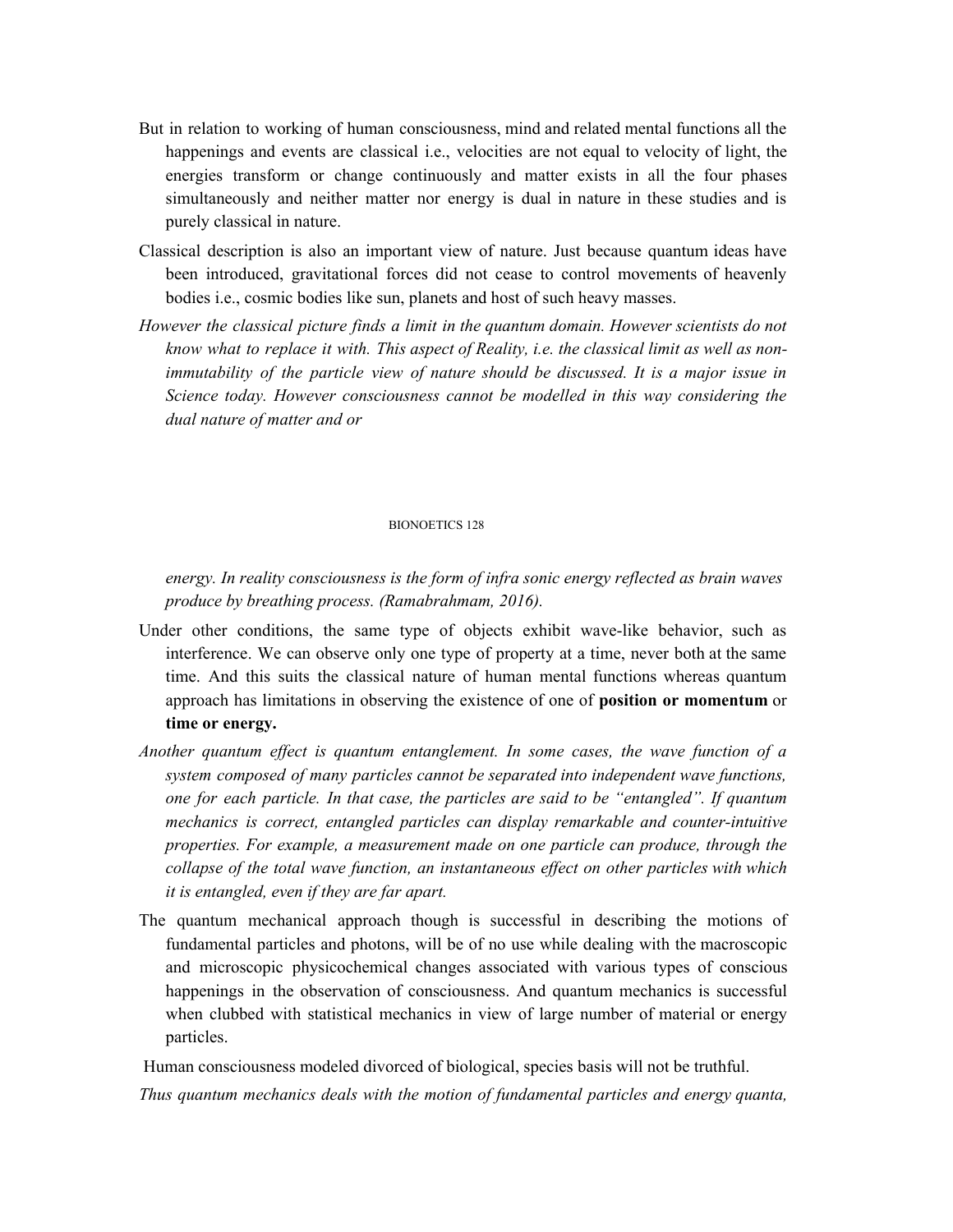But in relation to working of human consciousness, mind and related mental functions all the happenings and events are classical i.e., velocities are not equal to velocity of light, the energies transform or change continuously and matter exists in all the four phases simultaneously and neither matter nor energy is dual in nature in these studies and is purely classical in nature.

Classical description is also an important view of nature. Just because quantum ideas have been introduced, gravitational forces did not cease to control movements of heavenly bodies i.e., cosmic bodies like sun, planets and host of such heavy masses.

*However the classical picture finds a limit in the quantum domain. However scientists do not know what to replace it with. This aspect of Reality, i.e. the classical limit as well as non-immutability of the particle view of nature should be discussed. It is a major issue in Science today. However consciousness cannot be modelled in this way considering the dual nature of matter and or energy. In reality consciousness is the form of infra sonic energy reflected as brain waves produce by breathing process. (Ramabrahmam, 2016).*

Under other conditions, the same type of objects exhibit wave-like behavior, such as interference. We can observe only one type of property at a time, never both at the same time. And this suits the classical nature of human mental functions whereas quantum approach has limitations in observing the existence of one of **position or momentum** or **time or energy.**

*Another quantum effect is quantum entanglement. In some cases, the wave function of a system composed of many particles cannot be separated into independent wave functions, one for each particle. In that case, the particles are said to be "entangled". If quantum mechanics is correct, entangled particles can display remarkable and counter-intuitive properties. For example, a measurement made on one particle can produce, through the collapse of the total wave function, an instantaneous effect on other particles with which it is entangled, even if they are far apart.*

The quantum mechanical approach though is successful in describing the motions of fundamental particles and photons, will be of no use while dealing with the macroscopic and microscopic physicochemical changes associated with various types of conscious happenings in the observation of consciousness. And quantum mechanics is successful when clubbed with statistical mechanics in view of large number of material or energy particles.

Human consciousness modeled divorced of biological, species basis will not be truthful.

*Thus quantum mechanics deals with the motion of fundamental particles and energy quanta,*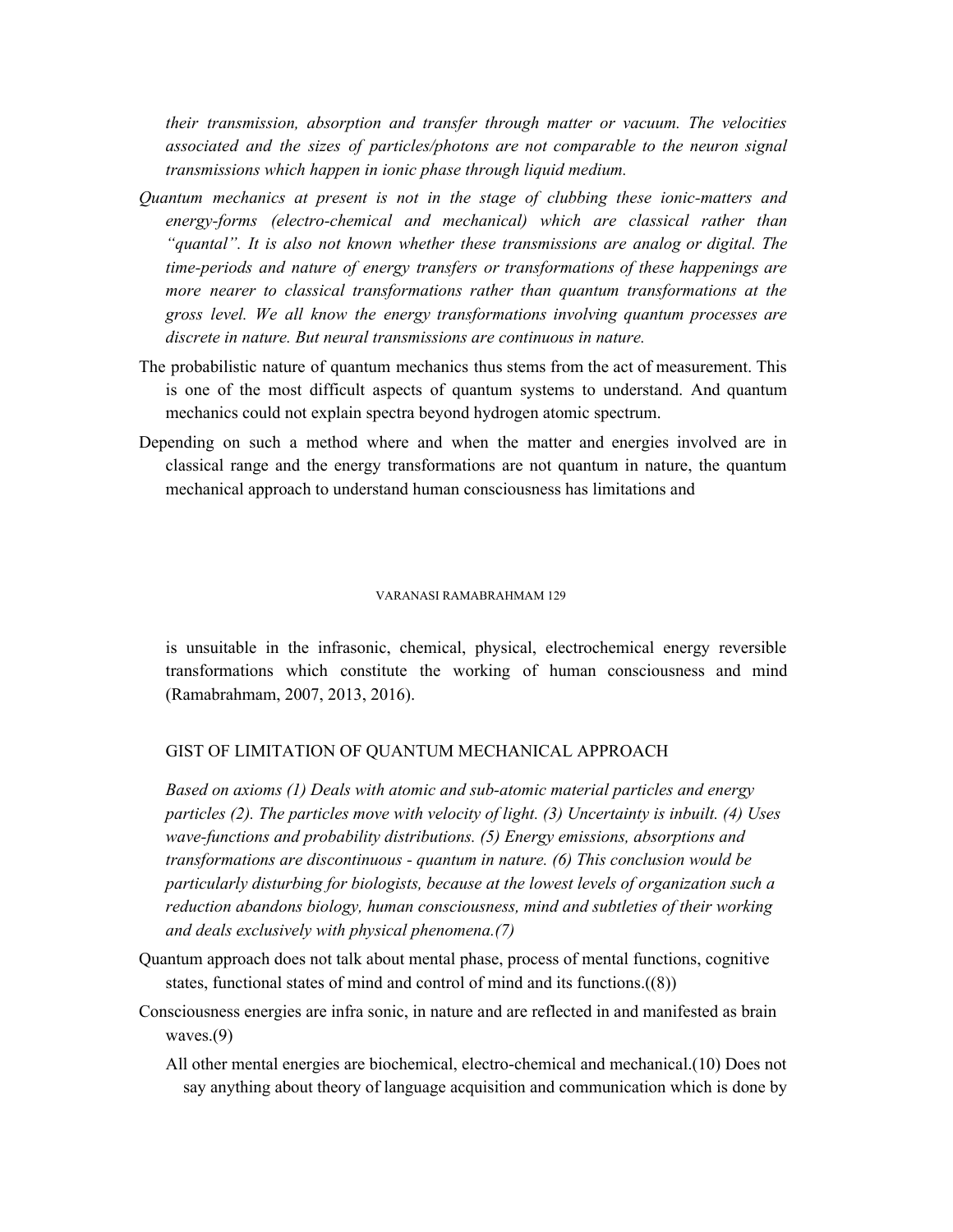*their transmission, absorption and transfer through matter or vacuum. The velocities associated and the sizes of particles/photons are not comparable to the neuron signal transmissions which happen in ionic phase through liquid medium.*

*Quantum mechanics at present is not in the stage of clubbing these ionic-matters and energy-forms (electro-chemical and mechanical) which are classical rather than "quantal". It is also not known whether these transmissions are analog or digital. The time-periods and nature of energy transfers or transformations of these happenings are more nearer to classical transformations rather than quantum transformations at the gross level. We all know the energy transformations involving quantum processes are discrete in nature. But neural transmissions are continuous in nature.*

The probabilistic nature of quantum mechanics thus stems from the act of measurement. This is one of the most difficult aspects of quantum systems to understand. And quantum mechanics could not explain spectra beyond hydrogen atomic spectrum.

Depending on such a method where and when the matter and energies involved are in classical range and the energy transformations are not quantum in nature, the quantum mechanical approach to understand human consciousness has limitations and is unsuitable in the infrasonic, chemical, physical, electrochemical energy reversible transformations which constitute the working of human consciousness and mind (Ramabrahmam, 2007, 2013, 2016).

## GIST OF LIMITATION OF QUANTUM MECHANICAL APPROACH

*Based on axioms (1) Deals with atomic and sub-atomic material particles and energy particles (2). The particles move with velocity of light. (3) Uncertainty is inbuilt. (4) Uses wave-functions and probability distributions. (5) Energy emissions, absorptions and transformations are discontinuous - quantum in nature. (6) This conclusion would be particularly disturbing for biologists, because at the lowest levels of organization such a reduction abandons biology, human consciousness, mind and subtleties of their working and deals exclusively with physical phenomena.(7)*

Quantum approach does not talk about mental phase, process of mental functions, cognitive states, functional states of mind and control of mind and its functions.((8))

Consciousness energies are infra sonic, in nature and are reflected in and manifested as brain waves.(9)

All other mental energies are biochemical, electro-chemical and mechanical.(10) Does not say anything about theory of language acquisition and communication which is done by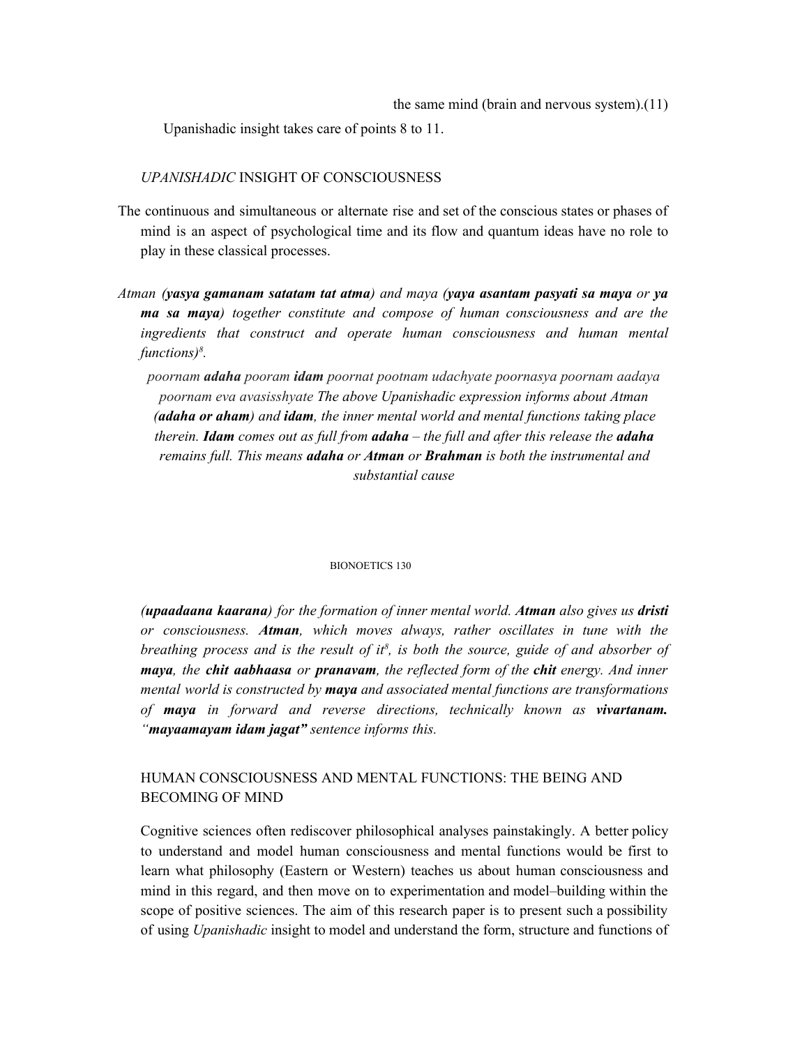the same mind (brain and nervous system).(11)

Upanishadic insight takes care of points 8 to 11.

## *UPANISHADIC* INSIGHT OF CONSCIOUSNESS

The continuous and simultaneous or alternate rise and set of the conscious states or phases of mind is an aspect of psychological time and its flow and quantum ideas have no role to play in these classical processes.

*Atman **(yasya gamanam satatam tat atma)** and maya **(yaya asantam pasyati sa maya** or **ya ma sa maya)** together constitute and compose of human consciousness and are the ingredients that construct and operate human consciousness and human mental functions)*[8].

*poornam **adaha** pooram **idam** poornat pootnam udachyate poornasya poornam aadaya poornam eva avasisshyate The above Upanishadic expression informs about Atman **(adaha or aham)** and **idam**, the inner mental world and mental functions taking place therein. **Idam** comes out as full from **adaha** – the full and after this release the **adaha** remains full. This means **adaha** or **Atman** or **Brahman** is both the instrumental and substantial cause **(upaadaana kaarana)** for the formation of inner mental world. **Atman** also gives us **dristi** or consciousness. **Atman**, which moves always, rather oscillates in tune with the breathing process and is the result of it*[8]*, is both the source, guide of and absorber of **maya**, the **chit aabhaasa** or **pranavam**, the reflected form of the **chit** energy. And inner mental world is constructed by **maya** and associated mental functions are transformations of **maya** in forward and reverse directions, technically known as **vivartanam.** "**mayaamayam idam jagat"** sentence informs this.*

## HUMAN CONSCIOUSNESS AND MENTAL FUNCTIONS: THE BEING AND BECOMING OF MIND

Cognitive sciences often rediscover philosophical analyses painstakingly. A better policy to understand and model human consciousness and mental functions would be first to learn what philosophy (Eastern or Western) teaches us about human consciousness and mind in this regard, and then move on to experimentation and model–building within the scope of positive sciences. The aim of this research paper is to present such a possibility of using *Upanishadic* insight to model and understand the form, structure and functions of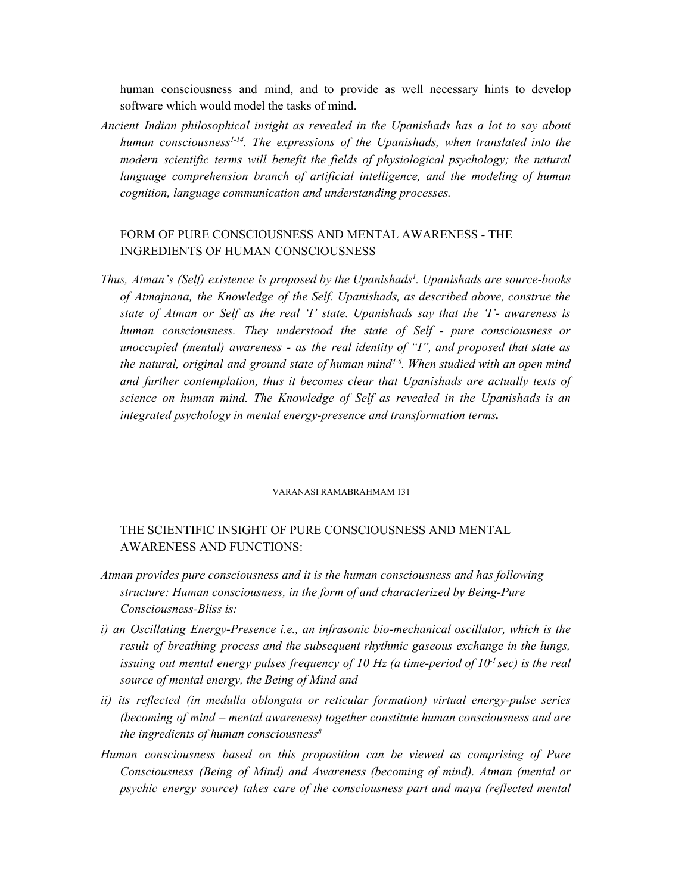human consciousness and mind, and to provide as well necessary hints to develop software which would model the tasks of mind.

*Ancient Indian philosophical insight as revealed in the Upanishads has a lot to say about human consciousness[1-14]. The expressions of the Upanishads, when translated into the modern scientific terms will benefit the fields of physiological psychology; the natural language comprehension branch of artificial intelligence, and the modeling of human cognition, language communication and understanding processes.*

## FORM OF PURE CONSCIOUSNESS AND MENTAL AWARENESS - THE INGREDIENTS OF HUMAN CONSCIOUSNESS

*Thus, Atman's (Self) existence is proposed by the Upanishads[1]. Upanishads are source-books of Atmajnana, the Knowledge of the Self. Upanishads, as described above, construe the state of Atman or Self as the real 'I' state. Upanishads say that the 'I'- awareness is human consciousness. They understood the state of Self - pure consciousness or unoccupied (mental) awareness - as the real identity of "I", and proposed that state as the natural, original and ground state of human mind[4-6]. When studied with an open mind and further contemplation, thus it becomes clear that Upanishads are actually texts of science on human mind. The Knowledge of Self as revealed in the Upanishads is an integrated psychology in mental energy-presence and transformation terms.*

## THE SCIENTIFIC INSIGHT OF PURE CONSCIOUSNESS AND MENTAL AWARENESS AND FUNCTIONS:

*Atman provides pure consciousness and it is the human consciousness and has following structure: Human consciousness, in the form of and characterized by Being-Pure Consciousness-Bliss is:*

*i) an Oscillating Energy-Presence i.e., an infrasonic bio-mechanical oscillator, which is the result of breathing process and the subsequent rhythmic gaseous exchange in the lungs, issuing out mental energy pulses frequency of 10 Hz (a time-period of $10^{-1}$ sec) is the real source of mental energy, the Being of Mind and*

*ii) its reflected (in medulla oblongata or reticular formation) virtual energy-pulse series (becoming of mind – mental awareness) together constitute human consciousness and are the ingredients of human consciousness[8]*

*Human consciousness based on this proposition can be viewed as comprising of Pure Consciousness (Being of Mind) and Awareness (becoming of mind). Atman (mental or psychic energy source) takes care of the consciousness part and maya (reflected mental*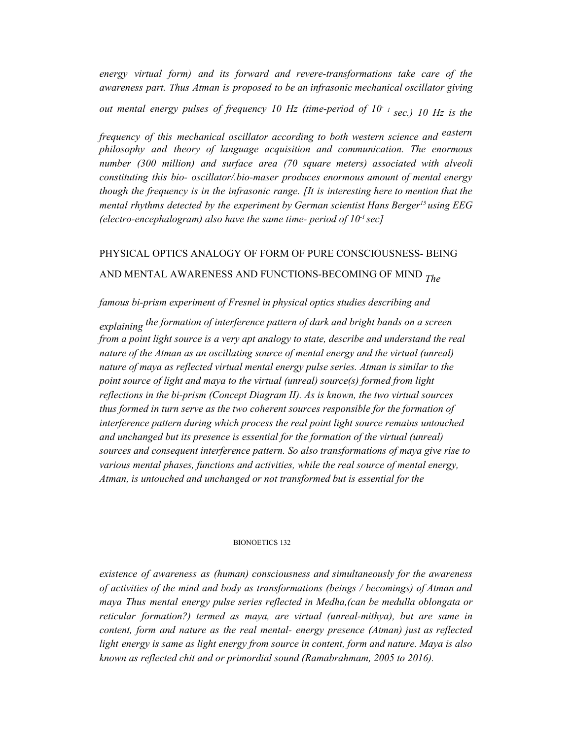*energy virtual form) and its forward and revere-transformations take care of the awareness part. Thus Atman is proposed to be an infrasonic mechanical oscillator giving out mental energy pulses of frequency 10 Hz (time-period of $10^{-1}$ sec.) 10 Hz is the frequency of this mechanical oscillator according to both western science and eastern philosophy and theory of language acquisition and communication. The enormous number (300 million) and surface area (70 square meters) associated with alveoli constituting this bio- oscillator/.bio-maser produces enormous amount of mental energy though the frequency is in the infrasonic range. [It is interesting here to mention that the mental rhythms detected by the experiment by German scientist Hans Berger[15] using EEG (electro-encephalogram) also have the same time- period of $10^{-1}$ sec]*

## PHYSICAL OPTICS ANALOGY OF FORM OF PURE CONSCIOUSNESS- BEING AND MENTAL AWARENESS AND FUNCTIONS-BECOMING OF MIND

*The famous bi-prism experiment of Fresnel in physical optics studies describing and explaining the formation of interference pattern of dark and bright bands on a screen from a point light source is a very apt analogy to state, describe and understand the real nature of the Atman as an oscillating source of mental energy and the virtual (unreal) nature of maya as reflected virtual mental energy pulse series. Atman is similar to the point source of light and maya to the virtual (unreal) source(s) formed from light reflections in the bi-prism (Concept Diagram II). As is known, the two virtual sources thus formed in turn serve as the two coherent sources responsible for the formation of interference pattern during which process the real point light source remains untouched and unchanged but its presence is essential for the formation of the virtual (unreal) sources and consequent interference pattern. So also transformations of maya give rise to various mental phases, functions and activities, while the real source of mental energy, Atman, is untouched and unchanged or not transformed but is essential for the existence of awareness as (human) consciousness and simultaneously for the awareness of activities of the mind and body as transformations (beings / becomings) of Atman and maya Thus mental energy pulse series reflected in Medha,(can be medulla oblongata or reticular formation?) termed as maya, are virtual (unreal-mithya), but are same in content, form and nature as the real mental- energy presence (Atman) just as reflected light energy is same as light energy from source in content, form and nature. Maya is also known as reflected chit and or primordial sound (Ramabrahmam, 2005 to 2016).*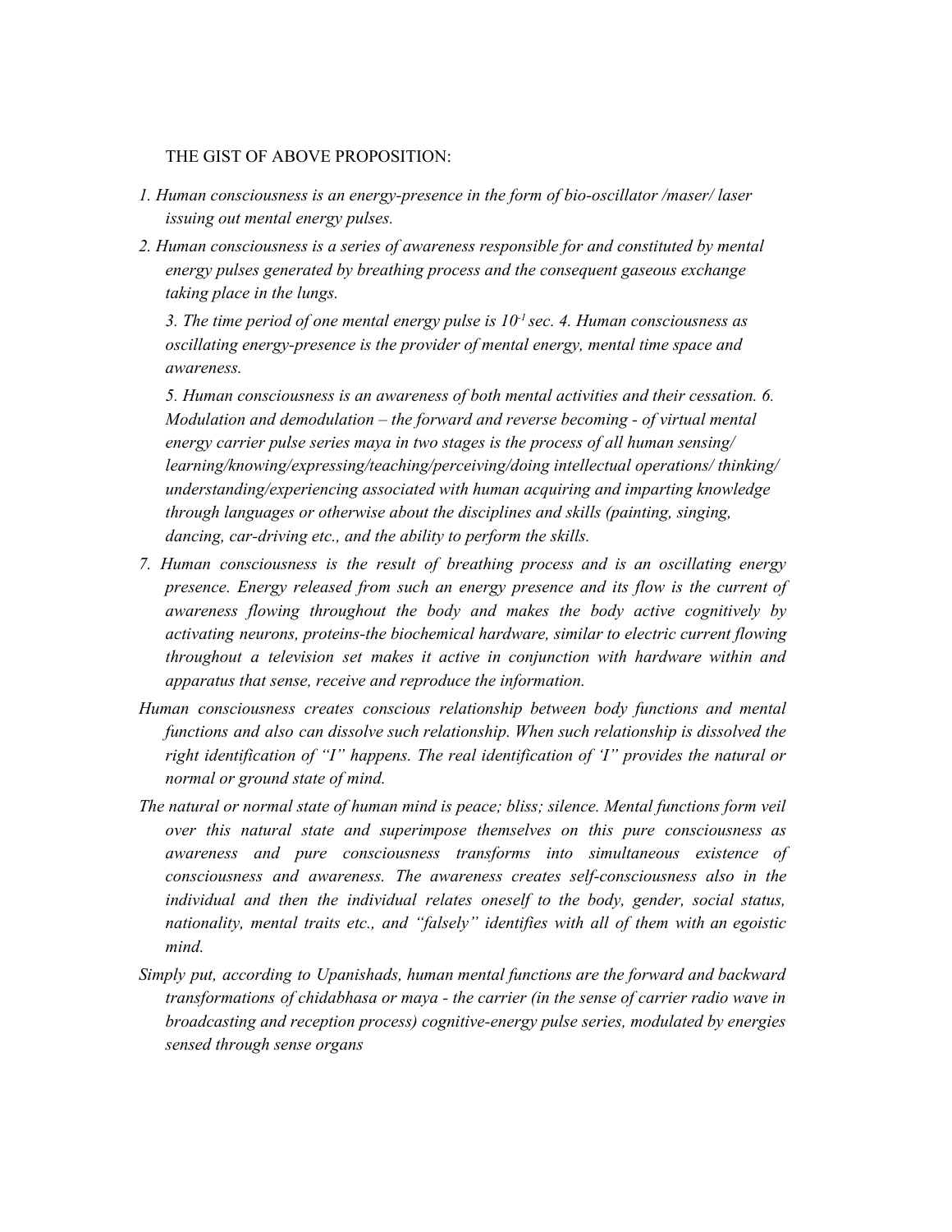THE GIST OF ABOVE PROPOSITION:

*1. Human consciousness is an energy-presence in the form of bio-oscillator /maser/ laser issuing out mental energy pulses.*

*2. Human consciousness is a series of awareness responsible for and constituted by mental energy pulses generated by breathing process and the consequent gaseous exchange taking place in the lungs.*

*3. The time period of one mental energy pulse is $10^{-1}$ sec. 4. Human consciousness as oscillating energy-presence is the provider of mental energy, mental time space and awareness.*

*5. Human consciousness is an awareness of both mental activities and their cessation. 6. Modulation and demodulation – the forward and reverse becoming - of virtual mental energy carrier pulse series maya in two stages is the process of all human sensing/ learning/knowing/expressing/teaching/perceiving/doing intellectual operations/ thinking/ understanding/experiencing associated with human acquiring and imparting knowledge through languages or otherwise about the disciplines and skills (painting, singing, dancing, car-driving etc., and the ability to perform the skills.*

*7. Human consciousness is the result of breathing process and is an oscillating energy presence. Energy released from such an energy presence and its flow is the current of awareness flowing throughout the body and makes the body active cognitively by activating neurons, proteins-the biochemical hardware, similar to electric current flowing throughout a television set makes it active in conjunction with hardware within and apparatus that sense, receive and reproduce the information.*

*Human consciousness creates conscious relationship between body functions and mental functions and also can dissolve such relationship. When such relationship is dissolved the right identification of "I" happens. The real identification of 'I" provides the natural or normal or ground state of mind.*

*The natural or normal state of human mind is peace; bliss; silence. Mental functions form veil over this natural state and superimpose themselves on this pure consciousness as awareness and pure consciousness transforms into simultaneous existence of consciousness and awareness. The awareness creates self-consciousness also in the individual and then the individual relates oneself to the body, gender, social status, nationality, mental traits etc., and "falsely" identifies with all of them with an egoistic mind.*

*Simply put, according to Upanishads, human mental functions are the forward and backward transformations of chidabhasa or maya - the carrier (in the sense of carrier radio wave in broadcasting and reception process) cognitive-energy pulse series, modulated by energies sensed through sense organs*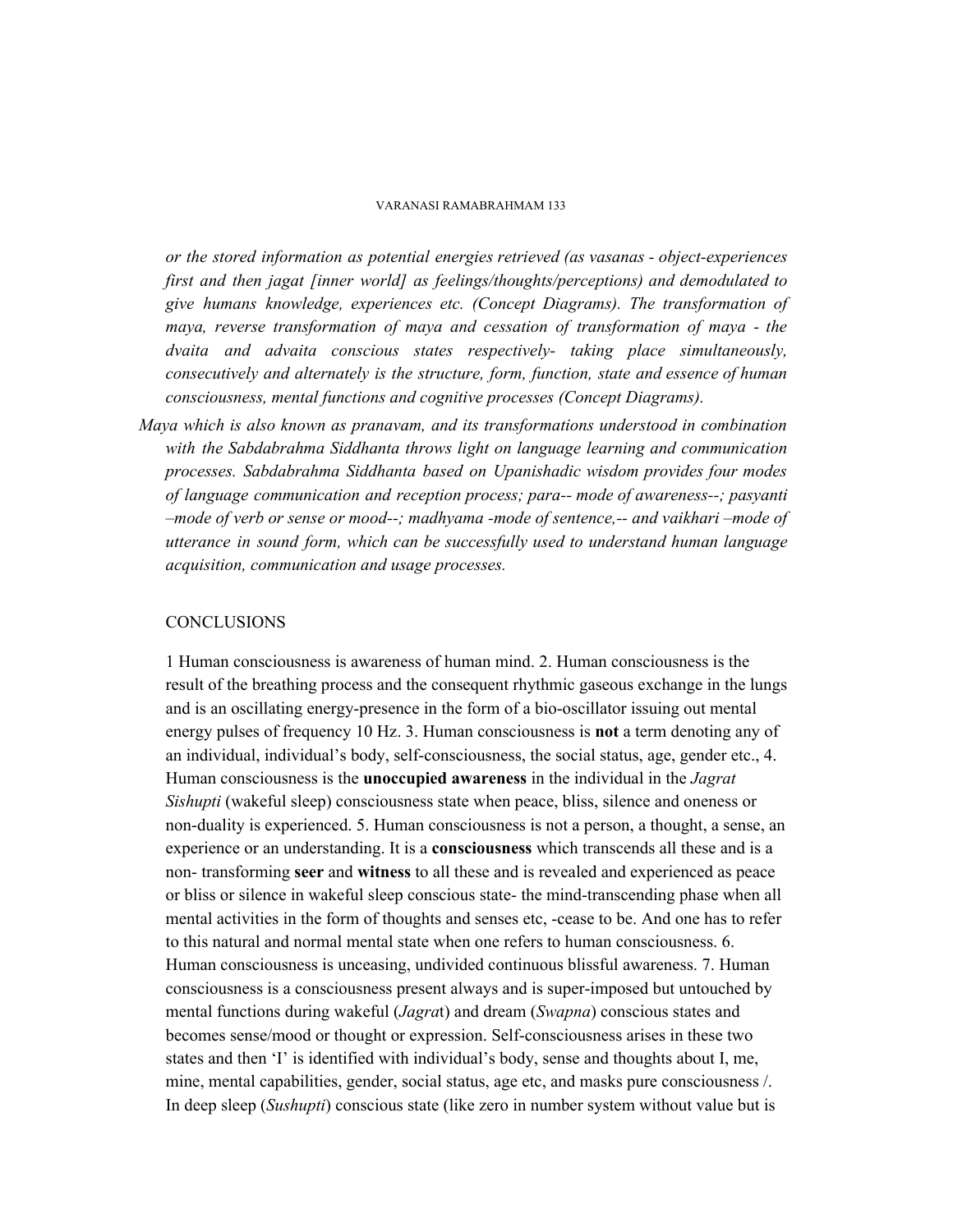*or the stored information as potential energies retrieved (as vasanas - object-experiences first and then jagat [inner world] as feelings/thoughts/perceptions) and demodulated to give humans knowledge, experiences etc. (Concept Diagrams). The transformation of maya, reverse transformation of maya and cessation of transformation of maya - the dvaita and advaita conscious states respectively- taking place simultaneously, consecutively and alternately is the structure, form, function, state and essence of human consciousness, mental functions and cognitive processes (Concept Diagrams).*

*Maya which is also known as pranavam, and its transformations understood in combination with the Sabdabrahma Siddhanta throws light on language learning and communication processes. Sabdabrahma Siddhanta based on Upanishadic wisdom provides four modes of language communication and reception process; para-- mode of awareness--; pasyanti –mode of verb or sense or mood--; madhyama -mode of sentence,-- and vaikhari –mode of utterance in sound form, which can be successfully used to understand human language acquisition, communication and usage processes.*

## CONCLUSIONS

1 Human consciousness is awareness of human mind. 2. Human consciousness is the result of the breathing process and the consequent rhythmic gaseous exchange in the lungs and is an oscillating energy-presence in the form of a bio-oscillator issuing out mental energy pulses of frequency 10 Hz. 3. Human consciousness is **not** a term denoting any of an individual, individual's body, self-consciousness, the social status, age, gender etc., 4. Human consciousness is the **unoccupied awareness** in the individual in the *Jagrat Sishupti* (wakeful sleep) consciousness state when peace, bliss, silence and oneness or non-duality is experienced. 5. Human consciousness is not a person, a thought, a sense, an experience or an understanding. It is a **consciousness** which transcends all these and is a non- transforming **seer** and **witness** to all these and is revealed and experienced as peace or bliss or silence in wakeful sleep conscious state- the mind-transcending phase when all mental activities in the form of thoughts and senses etc, -cease to be. And one has to refer to this natural and normal mental state when one refers to human consciousness. 6. Human consciousness is unceasing, undivided continuous blissful awareness. 7. Human consciousness is a consciousness present always and is super-imposed but untouched by mental functions during wakeful (*Jagrat*) and dream (*Swapna*) conscious states and becomes sense/mood or thought or expression. Self-consciousness arises in these two states and then 'I' is identified with individual's body, sense and thoughts about I, me, mine, mental capabilities, gender, social status, age etc, and masks pure consciousness /. In deep sleep (*Sushupti*) conscious state (like zero in number system without value but is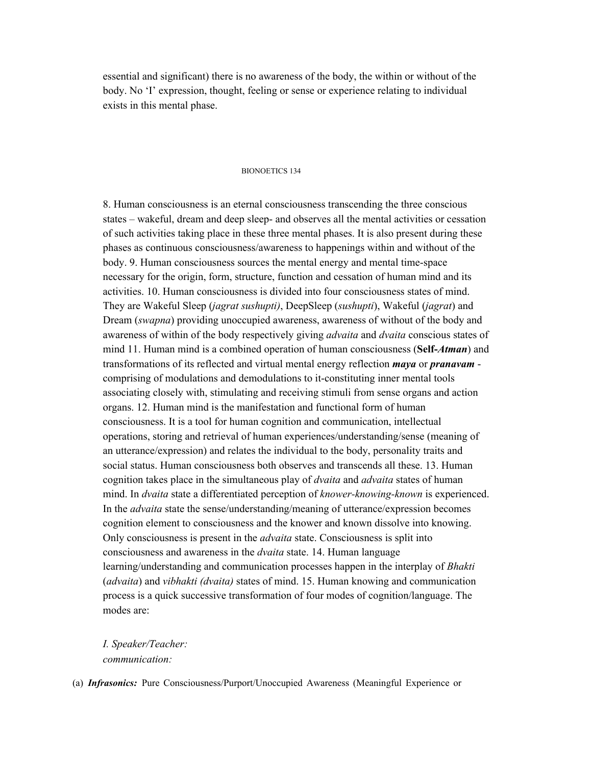essential and significant) there is no awareness of the body, the within or without of the body. No 'I' expression, thought, feeling or sense or experience relating to individual exists in this mental phase.

8. Human consciousness is an eternal consciousness transcending the three conscious states – wakeful, dream and deep sleep- and observes all the mental activities or cessation of such activities taking place in these three mental phases. It is also present during these phases as continuous consciousness/awareness to happenings within and without of the body. 9. Human consciousness sources the mental energy and mental time-space necessary for the origin, form, structure, function and cessation of human mind and its activities. 10. Human consciousness is divided into four consciousness states of mind. They are Wakeful Sleep (*jagrat sushupti)*, DeepSleep (*sushupti*), Wakeful (*jagrat*) and Dream (*swapna*) providing unoccupied awareness, awareness of without of the body and awareness of within of the body respectively giving *advaita* and *dvaita* conscious states of mind 11. Human mind is a combined operation of human consciousness (**Self-*Atman***) and transformations of its reflected and virtual mental energy reflection ***maya*** or ***pranavam*** - comprising of modulations and demodulations to it-constituting inner mental tools associating closely with, stimulating and receiving stimuli from sense organs and action organs. 12. Human mind is the manifestation and functional form of human consciousness. It is a tool for human cognition and communication, intellectual operations, storing and retrieval of human experiences/understanding/sense (meaning of an utterance/expression) and relates the individual to the body, personality traits and social status. Human consciousness both observes and transcends all these. 13. Human cognition takes place in the simultaneous play of *dvaita* and *advaita* states of human mind. In *dvaita* state a differentiated perception of *knower-knowing-known* is experienced. In the *advaita* state the sense/understanding/meaning of utterance/expression becomes cognition element to consciousness and the knower and known dissolve into knowing. Only consciousness is present in the *advaita* state. Consciousness is split into consciousness and awareness in the *dvaita* state. 14. Human language learning/understanding and communication processes happen in the interplay of *Bhakti* (*advaita*) and *vibhakti (dvaita)* states of mind. 15. Human knowing and communication process is a quick successive transformation of four modes of cognition/language. The modes are:

*I. Speaker/Teacher:*
*communication:*

(a) ***Infrasonics:*** Pure Consciousness/Purport/Unoccupied Awareness (Meaningful Experience or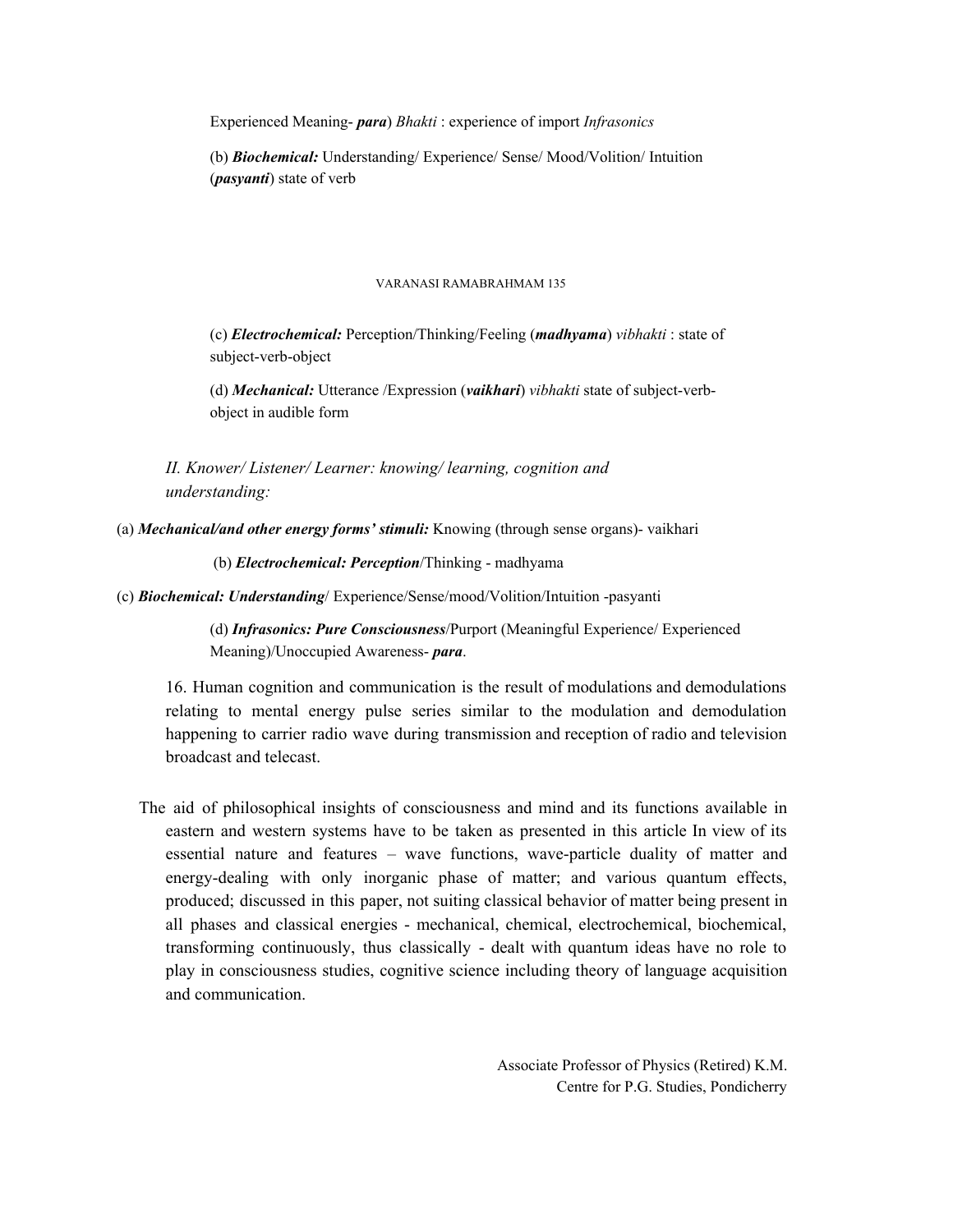Experienced Meaning- ***para***) *Bhakti* : experience of import *Infrasonics*

(b) ***Biochemical:*** Understanding/ Experience/ Sense/ Mood/Volition/ Intuition (***pasyanti***) state of verb

(c) ***Electrochemical:*** Perception/Thinking/Feeling (***madhyama***) *vibhakti* : state of subject-verb-object

(d) ***Mechanical:*** Utterance /Expression (***vaikhari***) *vibhakti* state of subject-verb-object in audible form

*II. Knower/ Listener/ Learner: knowing/ learning, cognition and understanding:*

(a) ***Mechanical/and other energy forms' stimuli:*** Knowing (through sense organs)- vaikhari

(b) ***Electrochemical: Perception***/Thinking - madhyama

(c) ***Biochemical: Understanding***/ Experience/Sense/mood/Volition/Intuition -pasyanti

(d) ***Infrasonics: Pure Consciousness***/Purport (Meaningful Experience/ Experienced Meaning)/Unoccupied Awareness- ***para***.

16. Human cognition and communication is the result of modulations and demodulations relating to mental energy pulse series similar to the modulation and demodulation happening to carrier radio wave during transmission and reception of radio and television broadcast and telecast.

The aid of philosophical insights of consciousness and mind and its functions available in eastern and western systems have to be taken as presented in this article In view of its essential nature and features – wave functions, wave-particle duality of matter and energy-dealing with only inorganic phase of matter; and various quantum effects, produced; discussed in this paper, not suiting classical behavior of matter being present in all phases and classical energies - mechanical, chemical, electrochemical, biochemical, transforming continuously, thus classically - dealt with quantum ideas have no role to play in consciousness studies, cognitive science including theory of language acquisition and communication.

Associate Professor of Physics (Retired) K.M.
Centre for P.G. Studies, Pondicherry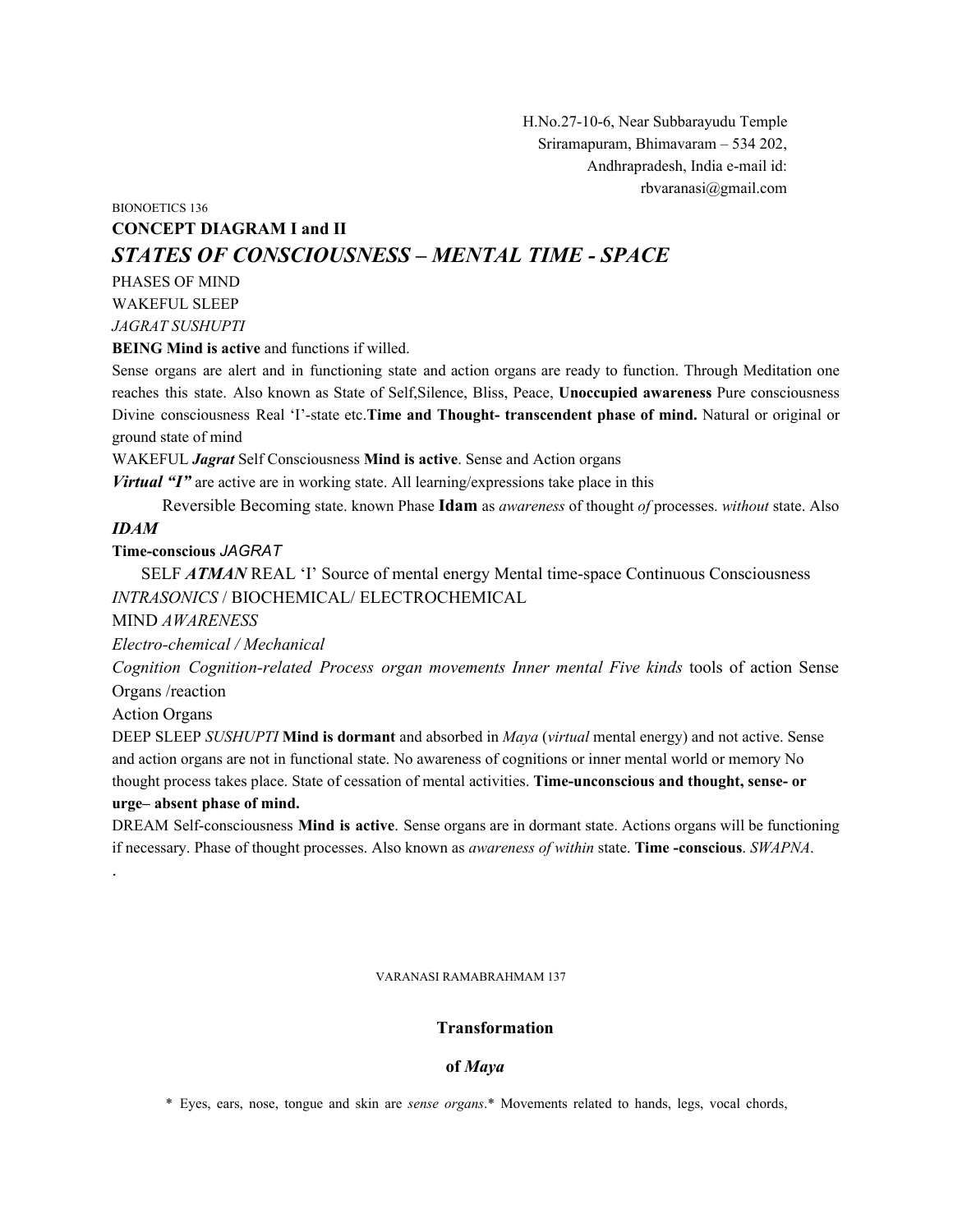H.No.27-10-6, Near Subbarayudu Temple
Sriramapuram, Bhimavaram – 534 202,
Andhrapradesh, India e-mail id:
rbvaranasi@gmail.com

BIONOETICS 136

**CONCEPT DIAGRAM I and II**

## *STATES OF CONSCIOUSNESS – MENTAL TIME - SPACE*

PHASES OF MIND

WAKEFUL SLEEP

*JAGRAT SUSHUPTI*

**BEING Mind is active** and functions if willed.

Sense organs are alert and in functioning state and action organs are ready to function. Through Meditation one reaches this state. Also known as State of Self,Silence, Bliss, Peace, **Unoccupied awareness** Pure consciousness Divine consciousness Real 'I'-state etc.**Time and Thought- transcendent phase of mind.** Natural or original or ground state of mind

WAKEFUL ***Jagrat*** Self Consciousness **Mind is active**. Sense and Action organs

***Virtual "I"*** are active are in working state. All learning/expressions take place in this

Reversible Becoming state. known Phase **Idam** as *awareness* of thought *of* processes. *without* state. Also

***IDAM***

**Time-conscious** *JAGRAT*

SELF ***ATMAN*** REAL 'I' Source of mental energy Mental time-space Continuous Consciousness

*INTRASONICS* / BIOCHEMICAL/ ELECTROCHEMICAL

MIND *AWARENESS*

*Electro-chemical / Mechanical*

*Cognition Cognition-related Process organ movements Inner mental Five kinds* tools of action Sense Organs /reaction

Action Organs

DEEP SLEEP *SUSHUPTI* **Mind is dormant** and absorbed in *Maya* (*virtual* mental energy) and not active. Sense and action organs are not in functional state. No awareness of cognitions or inner mental world or memory No thought process takes place. State of cessation of mental activities. **Time-unconscious and thought, sense- or urge– absent phase of mind.**

DREAM Self-consciousness **Mind is active**. Sense organs are in dormant state. Actions organs will be functioning if necessary. Phase of thought processes. Also known as *awareness of within* state. **Time -conscious**. *SWAPNA*.

.

VARANASI RAMABRAHMAM 137

**Transformation**

**of *Maya***

\* Eyes, ears, nose, tongue and skin are *sense organs*.\* Movements related to hands, legs, vocal chords,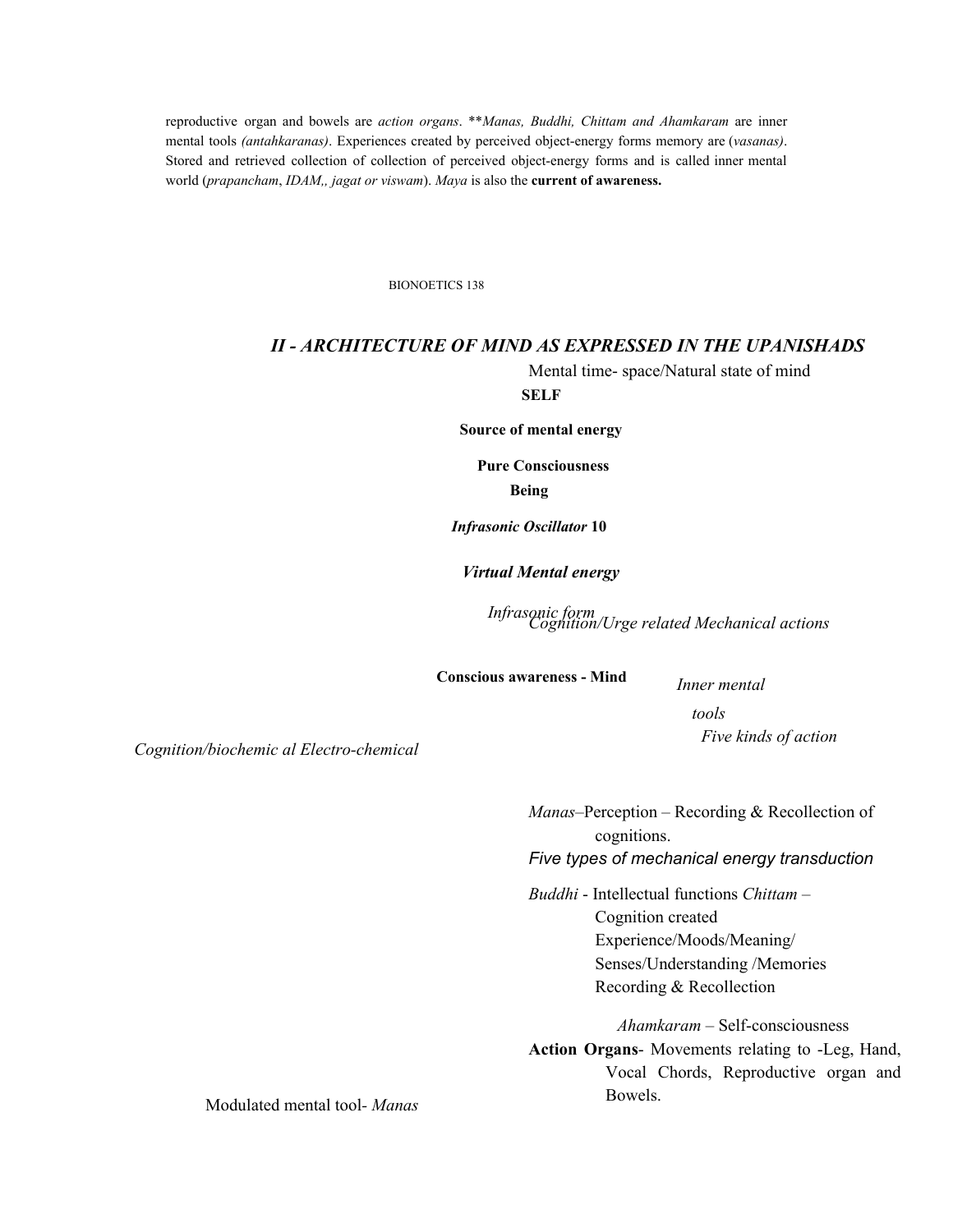reproductive organ and bowels are *action organs*. ***Manas, Buddhi, Chittam and Ahamkaram* are inner mental tools *(antahkaranas)*. Experiences created by perceived object-energy forms memory are (*vasanas)*. Stored and retrieved collection of collection of perceived object-energy forms and is called inner mental world (*prapancham*, *IDAM,, jagat or viswam*). *Maya* is also the **current of awareness.**

## *II - ARCHITECTURE OF MIND AS EXPRESSED IN THE UPANISHADS*

Mental time- space/Natural state of mind

**SELF**

**Source of mental energy**

**Pure Consciousness**

**Being**

***Infrasonic Oscillator* 10**

***Virtual Mental energy***

*Infrasonic form*

*Cognition/Urge related Mechanical actions*

**Conscious awareness - Mind**

*Inner mental tools*

*Five kinds of action*

*Cognition/biochemic al Electro-chemical*

*Manas*–Perception – Recording & Recollection of cognitions.

*Five types of mechanical energy transduction*

*Buddhi* - Intellectual functions *Chittam* – Cognition created Experience/Moods/Meaning/ Senses/Understanding /Memories Recording & Recollection

*Ahamkaram* – Self-consciousness

**Action Organs**- Movements relating to -Leg, Hand, Vocal Chords, Reproductive organ and Bowels.

Modulated mental tool- *Manas*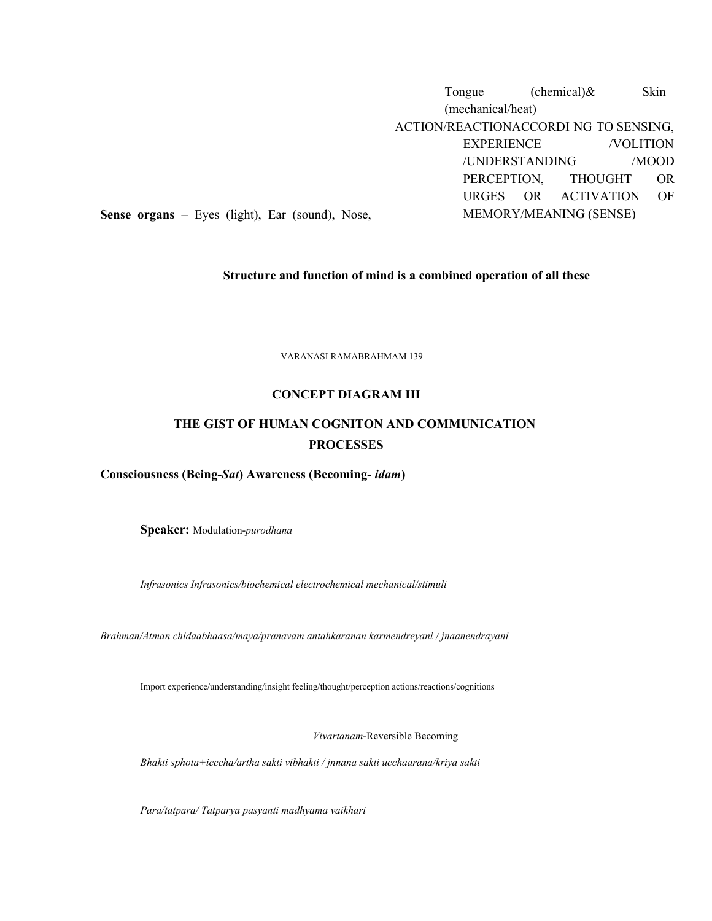**Sense organs** – Eyes (light), Ear (sound), Nose, Tongue (chemical)& Skin (mechanical/heat)

ACTION/REACTIONACCORDI NG TO SENSING, EXPERIENCE /VOLITION /UNDERSTANDING /MOOD PERCEPTION, THOUGHT OR URGES OR ACTIVATION OF MEMORY/MEANING (SENSE)

**Structure and function of mind is a combined operation of all these**

VARANASI RAMABRAHMAM 139

## CONCEPT DIAGRAM III

## THE GIST OF HUMAN COGNITON AND COMMUNICATION PROCESSES

**Consciousness (Being-*Sat*) Awareness (Becoming- *idam*)**

**Speaker:** Modulation-*purodhana*

*Infrasonics Infrasonics/biochemical electrochemical mechanical/stimuli*

*Brahman/Atman chidaabhaasa/maya/pranavam antahkaranan karmendreyani / jnaanendrayani*

Import experience/understanding/insight feeling/thought/perception actions/reactions/cognitions

*Vivartanam*-Reversible Becoming

*Bhakti sphota+icccha/artha sakti vibhakti / jnnana sakti ucchaarana/kriya sakti*

*Para/tatpara/ Tatparya pasyanti madhyama vaikhari*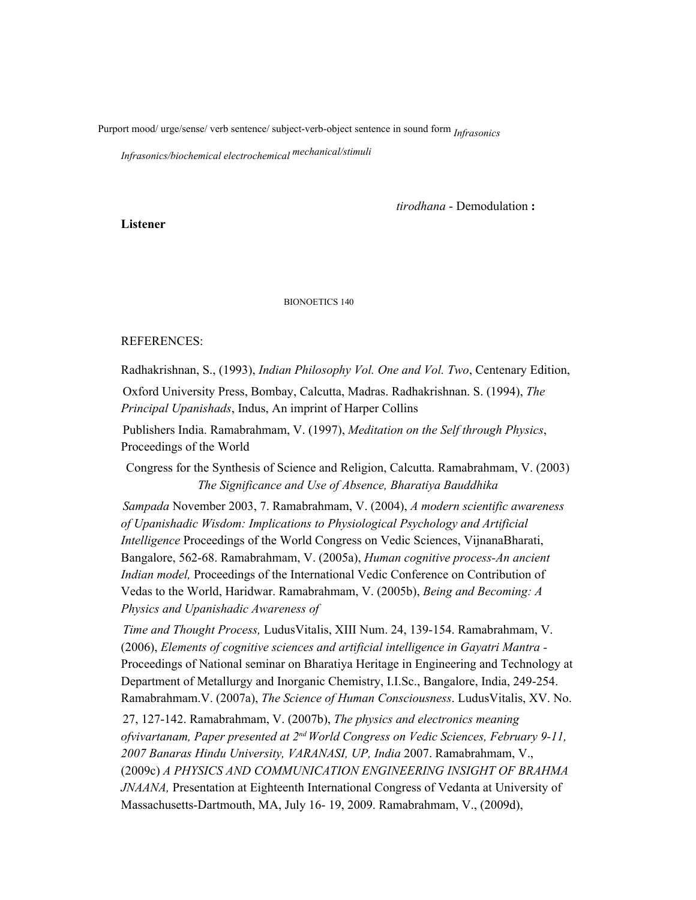Purport mood/ urge/sense/ verb sentence/ subject-verb-object sentence in sound form *Infrasonics*

*Infrasonics/biochemical electrochemical mechanical/stimuli*

*tirodhana* - Demodulation **:**

**Listener**

REFERENCES:

Radhakrishnan, S., (1993), *Indian Philosophy Vol. One and Vol. Two*, Centenary Edition,

Oxford University Press, Bombay, Calcutta, Madras. Radhakrishnan. S. (1994), *The Principal Upanishads*, Indus, An imprint of Harper Collins

Publishers India. Ramabrahmam, V. (1997), *Meditation on the Self through Physics*, Proceedings of the World

Congress for the Synthesis of Science and Religion, Calcutta. Ramabrahmam, V. (2003) *The Significance and Use of Absence, Bharatiya Bauddhika*

*Sampada* November 2003, 7. Ramabrahmam, V. (2004), *A modern scientific awareness of Upanishadic Wisdom: Implications to Physiological Psychology and Artificial Intelligence* Proceedings of the World Congress on Vedic Sciences, VijnanaBharati, Bangalore, 562-68. Ramabrahmam, V. (2005a), *Human cognitive process-An ancient Indian model,* Proceedings of the International Vedic Conference on Contribution of Vedas to the World, Haridwar. Ramabrahmam, V. (2005b), *Being and Becoming: A Physics and Upanishadic Awareness of*

*Time and Thought Process,* LudusVitalis, XIII Num. 24, 139-154. Ramabrahmam, V. (2006), *Elements of cognitive sciences and artificial intelligence in Gayatri Mantra* - Proceedings of National seminar on Bharatiya Heritage in Engineering and Technology at Department of Metallurgy and Inorganic Chemistry, I.I.Sc., Bangalore, India, 249-254. Ramabrahmam.V. (2007a), *The Science of Human Consciousness*. LudusVitalis, XV. No.

27, 127-142. Ramabrahmam, V. (2007b), *The physics and electronics meaning ofvivartanam, Paper presented at 2nd World Congress on Vedic Sciences, February 9-11, 2007 Banaras Hindu University, VARANASI, UP, India* 2007. Ramabrahmam, V., (2009c) *A PHYSICS AND COMMUNICATION ENGINEERING INSIGHT OF BRAHMA JNAANA,* Presentation at Eighteenth International Congress of Vedanta at University of Massachusetts-Dartmouth, MA, July 16- 19, 2009. Ramabrahmam, V., (2009d),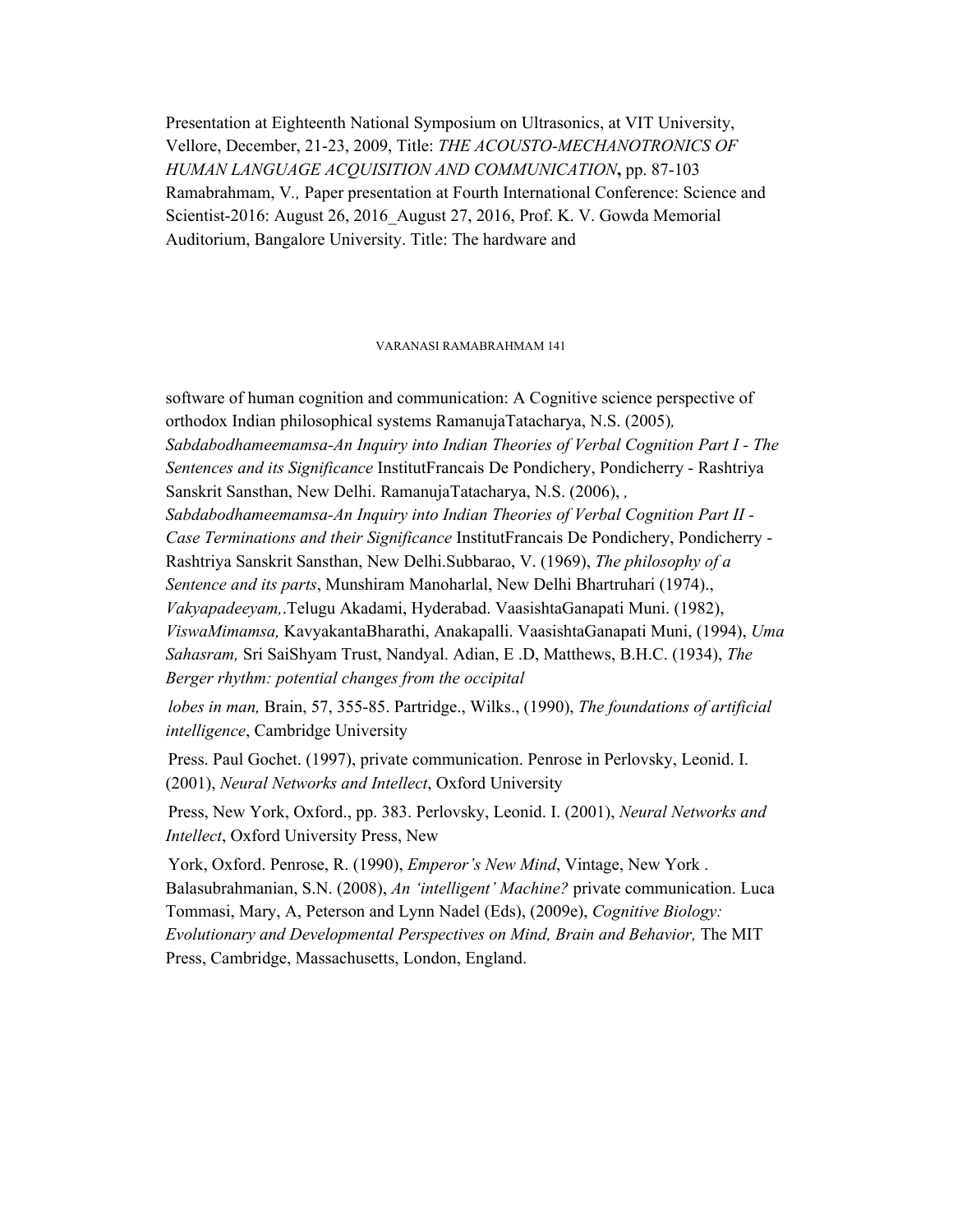Presentation at Eighteenth National Symposium on Ultrasonics, at VIT University, Vellore, December, 21-23, 2009, Title: *THE ACOUSTO-MECHANOTRONICS OF HUMAN LANGUAGE ACQUISITION AND COMMUNICATION***,** pp. 87-103 Ramabrahmam, V.*,* Paper presentation at Fourth International Conference: Science and Scientist-2016: August 26, 2016_August 27, 2016, Prof. K. V. Gowda Memorial Auditorium, Bangalore University. Title: The hardware and

software of human cognition and communication: A Cognitive science perspective of orthodox Indian philosophical systems RamanujaTatacharya, N.S. (2005)*, Sabdabodhameemamsa-An Inquiry into Indian Theories of Verbal Cognition Part I - The Sentences and its Significance* InstitutFrancais De Pondichery, Pondicherry - Rashtriya Sanskrit Sansthan, New Delhi. RamanujaTatacharya, N.S. (2006), *, Sabdabodhameemamsa-An Inquiry into Indian Theories of Verbal Cognition Part II - Case Terminations and their Significance* InstitutFrancais De Pondichery, Pondicherry - Rashtriya Sanskrit Sansthan, New Delhi.Subbarao, V. (1969), *The philosophy of a Sentence and its parts*, Munshiram Manoharlal, New Delhi Bhartruhari (1974)., *Vakyapadeeyam,*.Telugu Akadami, Hyderabad. VaasishtaGanapati Muni. (1982), *ViswaMimamsa,* KavyakantaBharathi, Anakapalli. VaasishtaGanapati Muni, (1994), *Uma Sahasram,* Sri SaiShyam Trust, Nandyal. Adian, E .D, Matthews, B.H.C. (1934), *The Berger rhythm: potential changes from the occipital lobes in man,* Brain, 57, 355-85. Partridge., Wilks., (1990), *The foundations of artificial intelligence*, Cambridge University Press. Paul Gochet. (1997), private communication. Penrose in Perlovsky, Leonid. I. (2001), *Neural Networks and Intellect*, Oxford University Press, New York, Oxford., pp. 383. Perlovsky, Leonid. I. (2001), *Neural Networks and Intellect*, Oxford University Press, New York, Oxford. Penrose, R. (1990), *Emperor's New Mind*, Vintage, New York . Balasubrahmanian, S.N. (2008), *An 'intelligent' Machine?* private communication. Luca Tommasi, Mary, A, Peterson and Lynn Nadel (Eds), (2009e), *Cognitive Biology: Evolutionary and Developmental Perspectives on Mind, Brain and Behavior,* The MIT Press, Cambridge, Massachusetts, London, England.